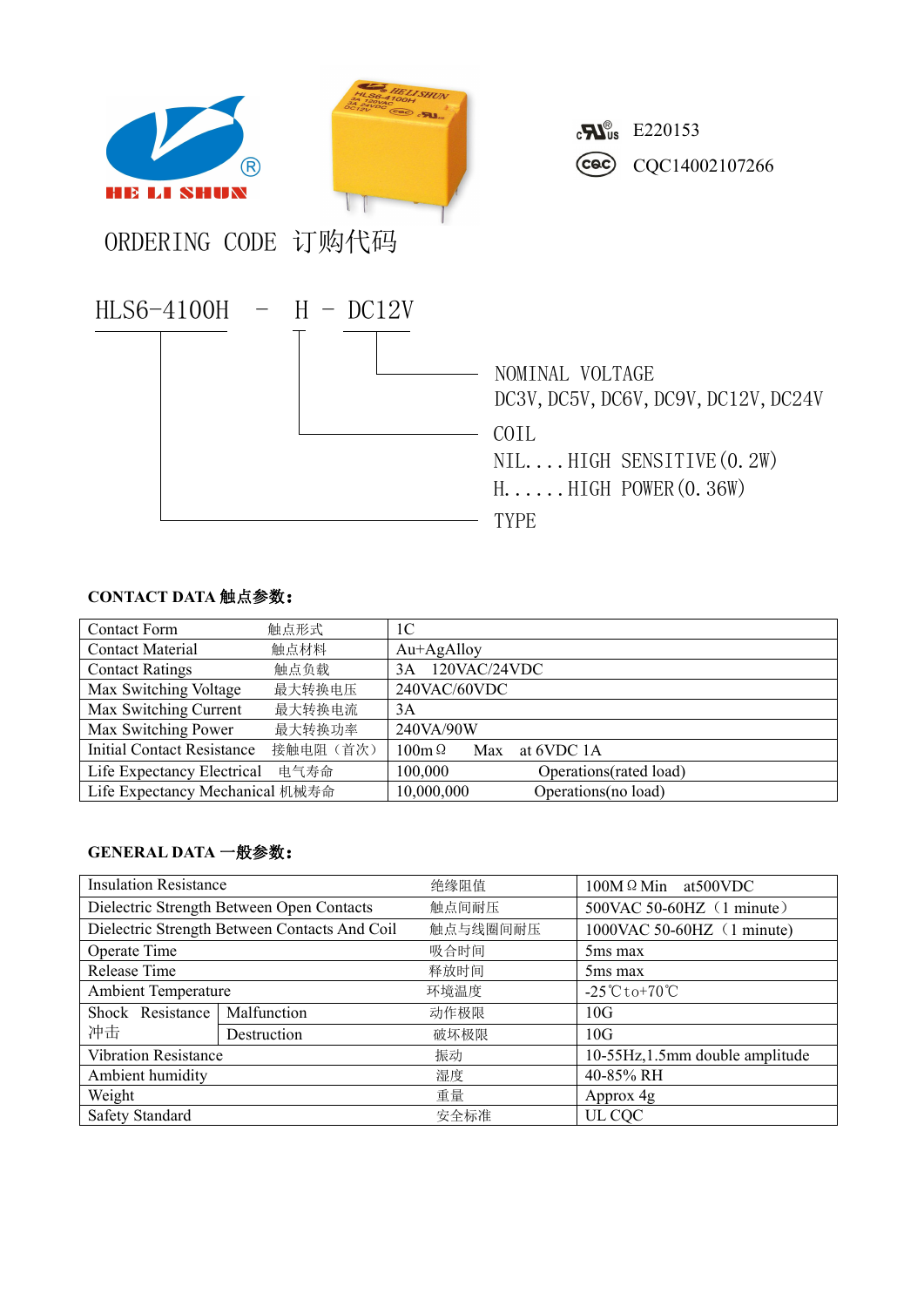HE LI SHUN

E220153

CQC14002107266

# ORDERING CODE 订购代码

HLS6-4100H - H - DC12V

- NOMINAL VOLTAGE
  DC3V, DC5V, DC6V, DC9V, DC12V, DC24V
- COIL
  NIL....HIGH SENSITIVE(0.2W)
  H......HIGH POWER(0.36W)
- TYPE

**CONTACT DATA 触点参数:**

| | | |
|---|---|---|
| Contact Form | 触点形式 | 1C |
| Contact Material | 触点材料 | Au+AgAlloy |
| Contact Ratings | 触点负载 | 3A 120VAC/24VDC |
| Max Switching Voltage | 最大转换电压 | 240VAC/60VDC |
| Max Switching Current | 最大转换电流 | 3A |
| Max Switching Power | 最大转换功率 | 240VA/90W |
| Initial Contact Resistance | 接触电阻（首次） | 100mΩ Max at 6VDC 1A |
| Life Expectancy Electrical | 电气寿命 | 100,000 Operations(rated load) |
| Life Expectancy Mechanical | 机械寿命 | 10,000,000 Operations(no load) |

**GENERAL DATA 一般参数:**

| | | | |
|---|---|---|---|
| Insulation Resistance | | 绝缘阻值 | 100MΩ Min at500VDC |
| Dielectric Strength Between Open Contacts | | 触点间耐压 | 500VAC 50-60HZ（1 minute） |
| Dielectric Strength Between Contacts And Coil | | 触点与线圈间耐压 | 1000VAC 50-60HZ（1 minute) |
| Operate Time | | 吸合时间 | 5ms max |
| Release Time | | 释放时间 | 5ms max |
| Ambient Temperature | | 环境温度 | -25℃to+70℃ |
| Shock Resistance 冲击 | Malfunction | 动作极限 | 10G |
| | Destruction | 破坏极限 | 10G |
| Vibration Resistance | | 振动 | 10-55Hz,1.5mm double amplitude |
| Ambient humidity | | 湿度 | 40-85% RH |
| Weight | | 重量 | Approx 4g |
| Safety Standard | | 安全标准 | UL CQC |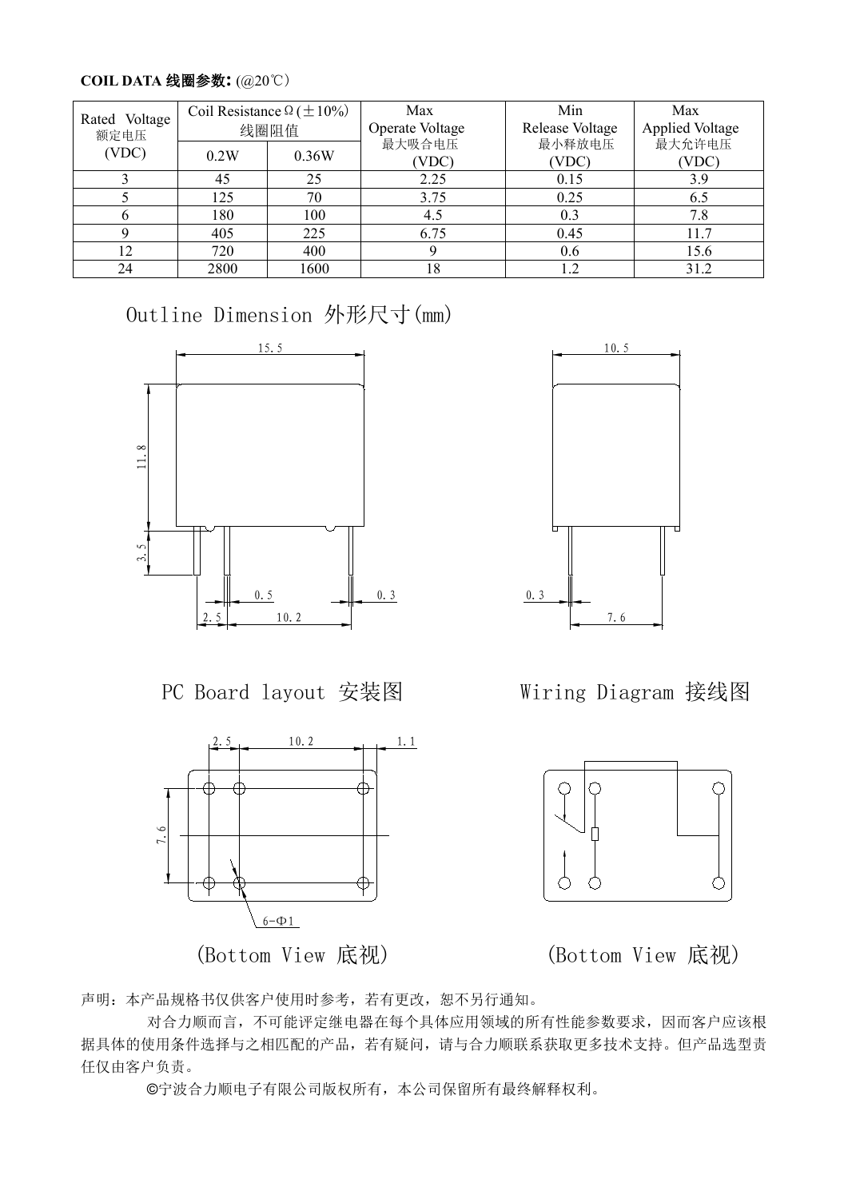**COIL DATA 线圈参数:** (@20℃)

| Rated Voltage 额定电压 (VDC) | Coil Resistance Ω (±10%) 线圈阻值 | | Max Operate Voltage 最大吸合电压 (VDC) | Min Release Voltage 最小释放电压 (VDC) | Max Applied Voltage 最大允许电压 (VDC) |
|---|---|---|---|---|---|
| | 0.2W | 0.36W | | | |
| 3 | 45 | 25 | 2.25 | 0.15 | 3.9 |
| 5 | 125 | 70 | 3.75 | 0.25 | 6.5 |
| 6 | 180 | 100 | 4.5 | 0.3 | 7.8 |
| 9 | 405 | 225 | 6.75 | 0.45 | 11.7 |
| 12 | 720 | 400 | 9 | 0.6 | 15.6 |
| 24 | 2800 | 1600 | 18 | 1.2 | 31.2 |

## Outline Dimension 外形尺寸(mm)

15.5
11.8
3.5
0.5
0.3
2.5
10.2

10.5
0.3
7.6

## PC Board layout 安装图

2.5
10.2
1.1
7.6
6-Φ1

(Bottom View 底视)

## Wiring Diagram 接线图

(Bottom View 底视)

声明：本产品规格书仅供客户使用时参考，若有更改，恕不另行通知。

对合力顺而言，不可能评定继电器在每个具体应用领域的所有性能参数要求，因而客户应该根据具体的使用条件选择与之相匹配的产品，若有疑问，请与合力顺联系获取更多技术支持。但产品选型责任仅由客户负责。

©宁波合力顺电子有限公司版权所有，本公司保留所有最终解释权利。